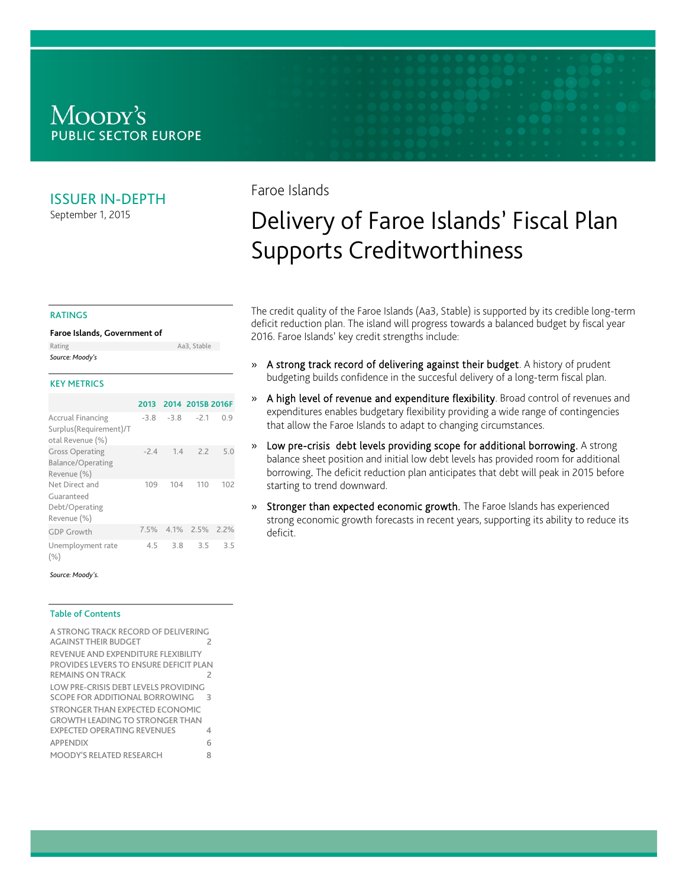Moody's
PUBLIC SECTOR EUROPE

## ISSUER IN-DEPTH

September 1, 2015

Faroe Islands

# Delivery of Faroe Islands' Fiscal Plan Supports Creditworthiness

### RATINGS

**Faroe Islands, Government of**

| Rating | Aa3, Stable |
| --- | --- |

*Source: Moody's*

### KEY METRICS

| | 2013 | 2014 | 2015B | 2016F |
| --- | --- | --- | --- | --- |
| Accrual Financing Surplus(Requirement)/Total Revenue (%) | -3.8 | -3.8 | -2.1 | 0.9 |
| Gross Operating Balance/Operating Revenue (%) | -2.4 | 1.4 | 2.2 | 5.0 |
| Net Direct and Guaranteed Debt/Operating Revenue (%) | 109 | 104 | 110 | 102 |
| GDP Growth | 7.5% | 4.1% | 2.5% | 2.2% |
| Unemployment rate (%) | 4.5 | 3.8 | 3.5 | 3.5 |

*Source: Moody's.*

### Table of Contents

| | |
| --- | --- |
| A STRONG TRACK RECORD OF DELIVERING AGAINST THEIR BUDGET | 2 |
| REVENUE AND EXPENDITURE FLEXIBILITY PROVIDES LEVERS TO ENSURE DEFICIT PLAN REMAINS ON TRACK | 2 |
| LOW PRE-CRISIS DEBT LEVELS PROVIDING SCOPE FOR ADDITIONAL BORROWING | 3 |
| STRONGER THAN EXPECTED ECONOMIC GROWTH LEADING TO STRONGER THAN EXPECTED OPERATING REVENUES | 4 |
| APPENDIX | 6 |
| MOODY'S RELATED RESEARCH | 8 |

The credit quality of the Faroe Islands (Aa3, Stable) is supported by its credible long-term deficit reduction plan. The island will progress towards a balanced budget by fiscal year 2016. Faroe Islands' key credit strengths include:

» A strong track record of delivering against their budget. A history of prudent budgeting builds confidence in the succesful delivery of a long-term fiscal plan.

» A high level of revenue and expenditure flexibility. Broad control of revenues and expenditures enables budgetary flexibility providing a wide range of contingencies that allow the Faroe Islands to adapt to changing circumstances.

» Low pre-crisis debt levels providing scope for additional borrowing. A strong balance sheet position and initial low debt levels has provided room for additional borrowing. The deficit reduction plan anticipates that debt will peak in 2015 before starting to trend downward.

» Stronger than expected economic growth. The Faroe Islands has experienced strong economic growth forecasts in recent years, supporting its ability to reduce its deficit.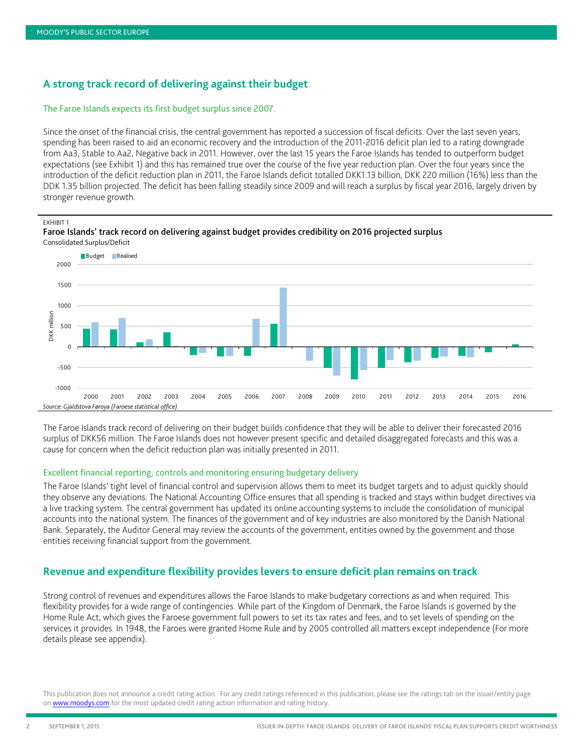## A strong track record of delivering against their budget

### The Faroe Islands expects its first budget surplus since 2007.

Since the onset of the financial crisis, the central government has reported a succession of fiscal deficits. Over the last seven years, spending has been raised to aid an economic recovery and the introduction of the 2011-2016 deficit plan led to a rating downgrade from Aa3, Stable to Aa2, Negative back in 2011. However, over the last 15 years the Faroe Islands has tended to outperform budget expectations (see Exhibit 1) and this has remained true over the course of the five year reduction plan. Over the four years since the introduction of the deficit reduction plan in 2011, the Faroe Islands deficit totalled DKK1.13 billion, DKK 220 million (16%) less than the DDK 1.35 billion projected. The deficit has been falling steadily since 2009 and will reach a surplus by fiscal year 2016, largely driven by stronger revenue growth.

EXHIBIT 1

**Faroe Islands' track record on delivering against budget provides credibility on 2016 projected surplus**

Consolidated Surplus/Deficit

*Source: Gjaldstova Føroya (Faroese statistical office)*

The Faroe Islands track record of delivering on their budget builds confidence that they will be able to deliver their forecasted 2016 surplus of DKK56 million. The Faroe Islands does not however present specific and detailed disaggregated forecasts and this was a cause for concern when the deficit reduction plan was initially presented in 2011.

### Excellent financial reporting, controls and monitoring ensuring budgetary delivery

The Faroe Islands' tight level of financial control and supervision allows them to meet its budget targets and to adjust quickly should they observe any deviations. The National Accounting Office ensures that all spending is tracked and stays within budget directives via a live tracking system. The central government has updated its online accounting systems to include the consolidation of municipal accounts into the national system. The finances of the government and of key industries are also monitored by the Danish National Bank. Separately, the Auditor General may review the accounts of the government, entities owned by the government and those entities receiving financial support from the government.

## Revenue and expenditure flexibility provides levers to ensure deficit plan remains on track

Strong control of revenues and expenditures allows the Faroe Islands to make budgetary corrections as and when required. This flexibility provides for a wide range of contingencies. While part of the Kingdom of Denmark, the Faroe Islands is governed by the Home Rule Act, which gives the Faroese government full powers to set its tax rates and fees, and to set levels of spending on the services it provides. In 1948, the Faroes were granted Home Rule and by 2005 controlled all matters except independence (For more details please see appendix).

This publication does not announce a credit rating action. For any credit ratings referenced in this publication, please see the ratings tab on the issuer/entity page on www.moodys.com for the most updated credit rating action information and rating history.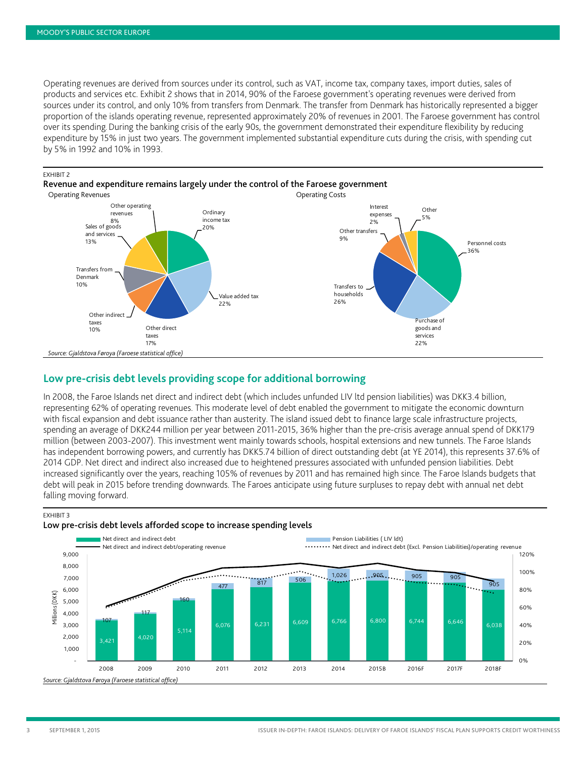Operating revenues are derived from sources under its control, such as VAT, income tax, company taxes, import duties, sales of products and services etc. Exhibit 2 shows that in 2014, 90% of the Faroese government's operating revenues were derived from sources under its control, and only 10% from transfers from Denmark. The transfer from Denmark has historically represented a bigger proportion of the islands operating revenue, represented approximately 20% of revenues in 2001. The Faroese government has control over its spending. During the banking crisis of the early 90s, the government demonstrated their expenditure flexibility by reducing expenditure by 15% in just two years. The government implemented substantial expenditure cuts during the crisis, with spending cut by 5% in 1992 and 10% in 1993.

EXHIBIT 2

**Revenue and expenditure remains largely under the control of the Faroese government**

Operating Revenues

| Category | Share |
|---|---|
| Ordinary income tax | 20% |
| Value added tax | 22% |
| Other direct taxes | 17% |
| Other indirect taxes | 10% |
| Transfers from Denmark | 10% |
| Sales of goods and services | 13% |
| Other operating revenues | 8% |

Operating Costs

| Category | Share |
|---|---|
| Personnel costs | 36% |
| Purchase of goods and services | 22% |
| Transfers to households | 26% |
| Other transfers | 9% |
| Interest expenses | 2% |
| Other | 5% |

*Source: Gjaldstova Føroya (Faroese statistical office)*

## Low pre-crisis debt levels providing scope for additional borrowing

In 2008, the Faroe Islands net direct and indirect debt (which includes unfunded LIV ltd pension liabilities) was DKK3.4 billion, representing 62% of operating revenues. This moderate level of debt enabled the government to mitigate the economic downturn with fiscal expansion and debt issuance rather than austerity. The island issued debt to finance large scale infrastructure projects, spending an average of DKK244 million per year between 2011-2015, 36% higher than the pre-crisis average annual spend of DKK179 million (between 2003-2007). This investment went mainly towards schools, hospital extensions and new tunnels. The Faroe Islands has independent borrowing powers, and currently has DKK5.74 billion of direct outstanding debt (at YE 2014), this represents 37.6% of 2014 GDP. Net direct and indirect also increased due to heightened pressures associated with unfunded pension liabilities. Debt increased significantly over the years, reaching 105% of revenues by 2011 and has remained high since. The Faroe Islands budgets that debt will peak in 2015 before trending downwards. The Faroes anticipate using future surpluses to repay debt with annual net debt falling moving forward.

EXHIBIT 3

**Low pre-crisis debt levels afforded scope to increase spending levels**

| Year | Net direct and indirect debt (Millions DKK) | Pension Liabilities (LIV ldt) (Millions DKK) |
|---|---|---|
| 2008 | 3,421 | 107 |
| 2009 | 4,020 | 117 |
| 2010 | 5,114 | 160 |
| 2011 | 6,076 | 477 |
| 2012 | 6,231 | 817 |
| 2013 | 6,609 | 506 |
| 2014 | 6,766 | 1,026 |
| 2015B | 6,800 | 905 |
| 2016F | 6,744 | 905 |
| 2017F | 6,646 | 905 |
| 2018F | 6,038 | 905 |

Lines: Net direct and indirect debt/operating revenue; Net direct and indirect debt (Excl. Pension Liabilities)/operating revenue

*Source: Gjaldstova Føroya (Faroese statistical office)*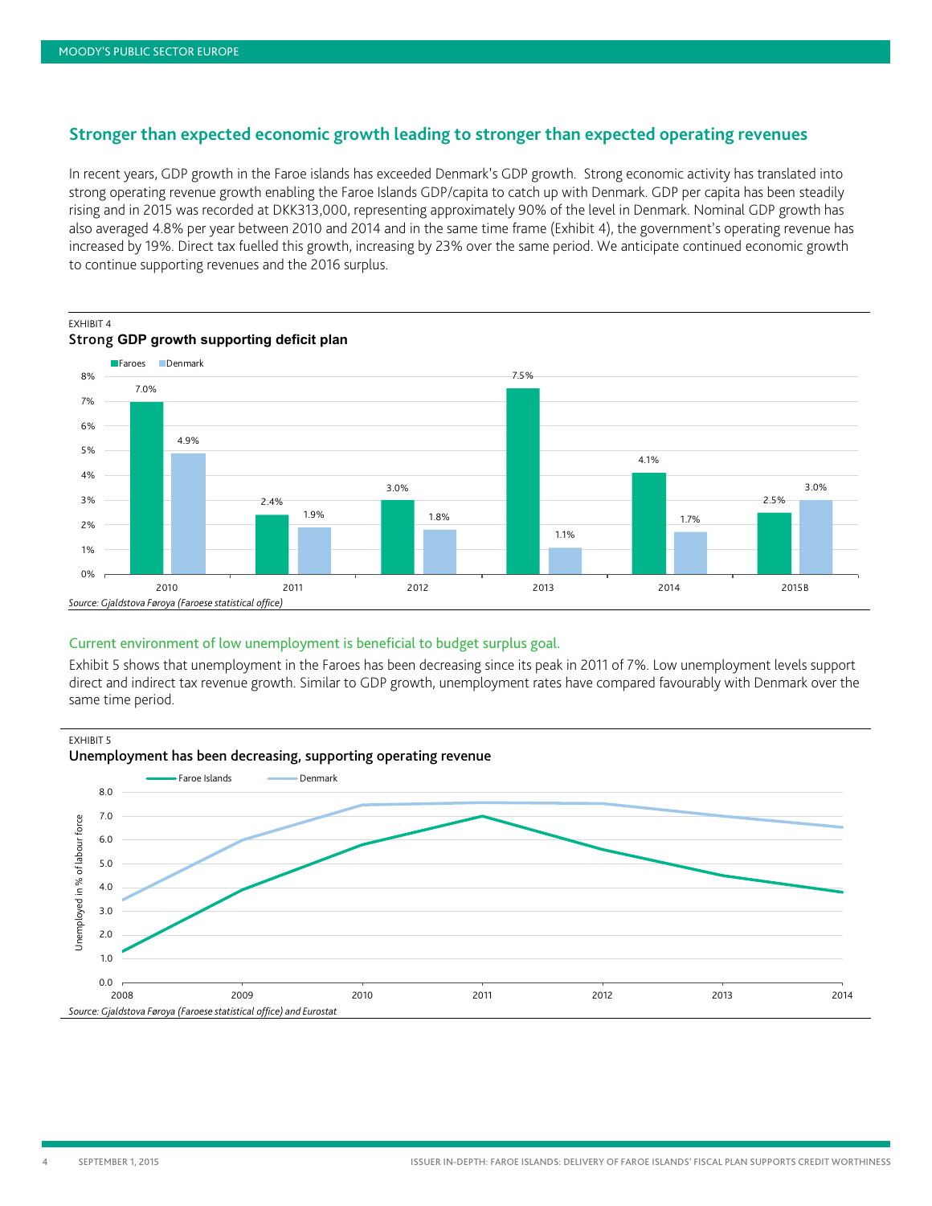## Stronger than expected economic growth leading to stronger than expected operating revenues

In recent years, GDP growth in the Faroe islands has exceeded Denmark's GDP growth. Strong economic activity has translated into strong operating revenue growth enabling the Faroe Islands GDP/capita to catch up with Denmark. GDP per capita has been steadily rising and in 2015 was recorded at DKK313,000, representing approximately 90% of the level in Denmark. Nominal GDP growth has also averaged 4.8% per year between 2010 and 2014 and in the same time frame (Exhibit 4), the government's operating revenue has increased by 19%. Direct tax fuelled this growth, increasing by 23% over the same period. We anticipate continued economic growth to continue supporting revenues and the 2016 surplus.

EXHIBIT 4

**Strong GDP growth supporting deficit plan**

| | Faroes | Denmark |
|---|---|---|
| 2010 | 7.0% | 4.9% |
| 2011 | 2.4% | 1.9% |
| 2012 | 3.0% | 1.8% |
| 2013 | 7.5% | 1.1% |
| 2014 | 4.1% | 1.7% |
| 2015B | 2.5% | 3.0% |

*Source: Gjaldstova Føroya (Faroese statistical office)*

### Current environment of low unemployment is beneficial to budget surplus goal.

Exhibit 5 shows that unemployment in the Faroes has been decreasing since its peak in 2011 of 7%. Low unemployment levels support direct and indirect tax revenue growth. Similar to GDP growth, unemployment rates have compared favourably with Denmark over the same time period.

EXHIBIT 5

**Unemployment has been decreasing, supporting operating revenue**

Unemployed in % of labour force

| | Faroe Islands | Denmark |
|---|---|---|
| 2008 | 1.3 | 3.5 |
| 2009 | 3.9 | 6.0 |
| 2010 | 5.8 | 7.5 |
| 2011 | 7.0 | 7.6 |
| 2012 | 5.6 | 7.5 |
| 2013 | 4.5 | 7.0 |
| 2014 | 3.8 | 6.5 |

*Source: Gjaldstova Føroya (Faroese statistical office) and Eurostat*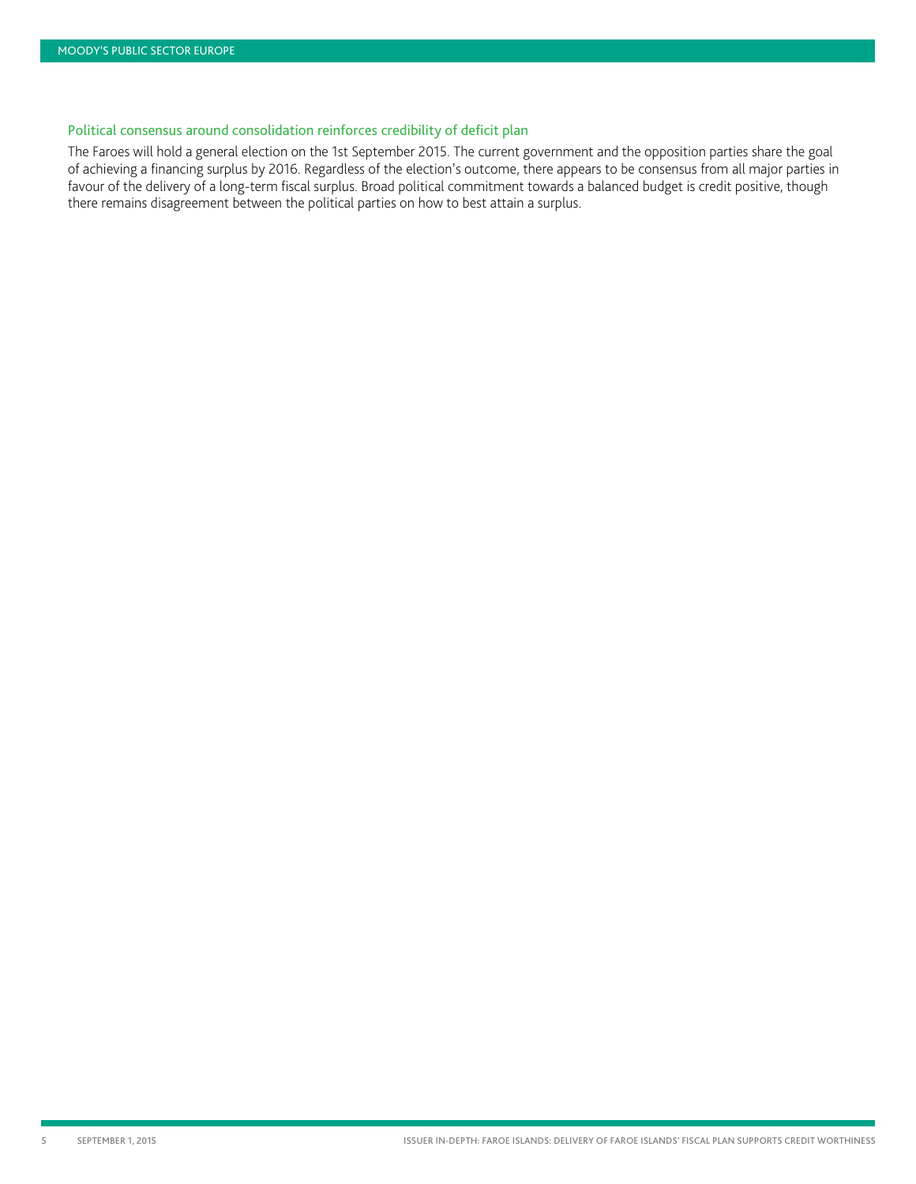### Political consensus around consolidation reinforces credibility of deficit plan

The Faroes will hold a general election on the 1st September 2015. The current government and the opposition parties share the goal of achieving a financing surplus by 2016. Regardless of the election's outcome, there appears to be consensus from all major parties in favour of the delivery of a long-term fiscal surplus. Broad political commitment towards a balanced budget is credit positive, though there remains disagreement between the political parties on how to best attain a surplus.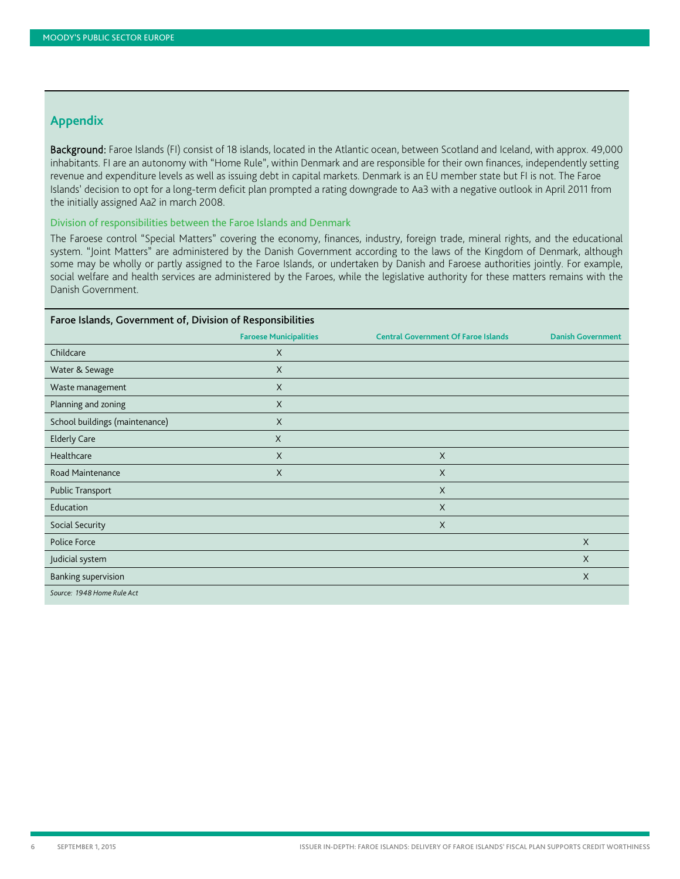## Appendix

**Background:** Faroe Islands (FI) consist of 18 islands, located in the Atlantic ocean, between Scotland and Iceland, with approx. 49,000 inhabitants. FI are an autonomy with "Home Rule", within Denmark and are responsible for their own finances, independently setting revenue and expenditure levels as well as issuing debt in capital markets. Denmark is an EU member state but FI is not. The Faroe Islands' decision to opt for a long-term deficit plan prompted a rating downgrade to Aa3 with a negative outlook in April 2011 from the initially assigned Aa2 in march 2008.

### Division of responsibilities between the Faroe Islands and Denmark

The Faroese control "Special Matters" covering the economy, finances, industry, foreign trade, mineral rights, and the educational system. "Joint Matters" are administered by the Danish Government according to the laws of the Kingdom of Denmark, although some may be wholly or partly assigned to the Faroe Islands, or undertaken by Danish and Faroese authorities jointly. For example, social welfare and health services are administered by the Faroes, while the legislative authority for these matters remains with the Danish Government.

**Faroe Islands, Government of, Division of Responsibilities**

| | Faroese Municipalities | Central Government Of Faroe Islands | Danish Government |
|---|---|---|---|
| Childcare | X | | |
| Water & Sewage | X | | |
| Waste management | X | | |
| Planning and zoning | X | | |
| School buildings (maintenance) | X | | |
| Elderly Care | X | | |
| Healthcare | X | X | |
| Road Maintenance | X | X | |
| Public Transport | | X | |
| Education | | X | |
| Social Security | | X | |
| Police Force | | | X |
| Judicial system | | | X |
| Banking supervision | | | X |

*Source: 1948 Home Rule Act*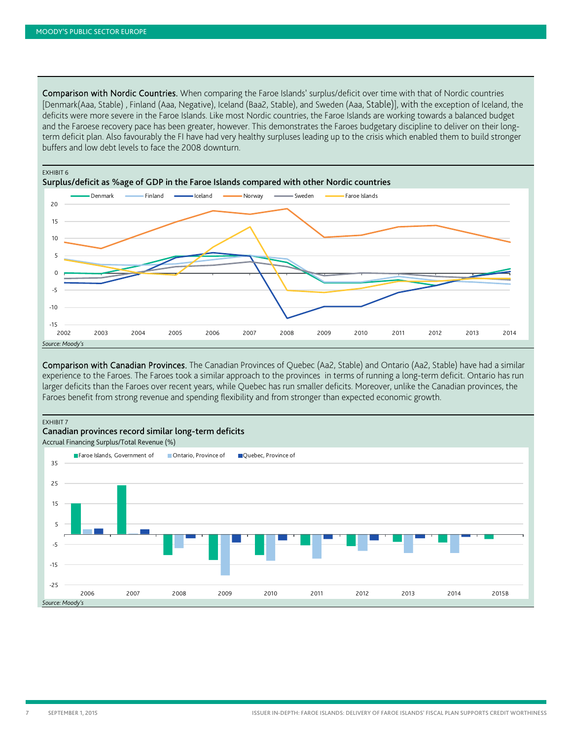**Comparison with Nordic Countries.** When comparing the Faroe Islands' surplus/deficit over time with that of Nordic countries [Denmark(Aaa, Stable) , Finland (Aaa, Negative), Iceland (Baa2, Stable), and Sweden (Aaa, Stable)], with the exception of Iceland, the deficits were more severe in the Faroe Islands. Like most Nordic countries, the Faroe Islands are working towards a balanced budget and the Faroese recovery pace has been greater, however. This demonstrates the Faroes budgetary discipline to deliver on their long-term deficit plan. Also favourably the FI have had very healthy surpluses leading up to the crisis which enabled them to build stronger buffers and low debt levels to face the 2008 downturn.

EXHIBIT 6

**Surplus/deficit as %age of GDP in the Faroe Islands compared with other Nordic countries**

*Source: Moody's*

**Comparison with Canadian Provinces.** The Canadian Provinces of Quebec (Aa2, Stable) and Ontario (Aa2, Stable) have had a similar experience to the Faroes. The Faroes took a similar approach to the provinces in terms of running a long-term deficit. Ontario has run larger deficits than the Faroes over recent years, while Quebec has run smaller deficits. Moreover, unlike the Canadian provinces, the Faroes benefit from strong revenue and spending flexibility and from stronger than expected economic growth.

EXHIBIT 7

**Canadian provinces record similar long-term deficits**

Accrual Financing Surplus/Total Revenue (%)

*Source: Moody's*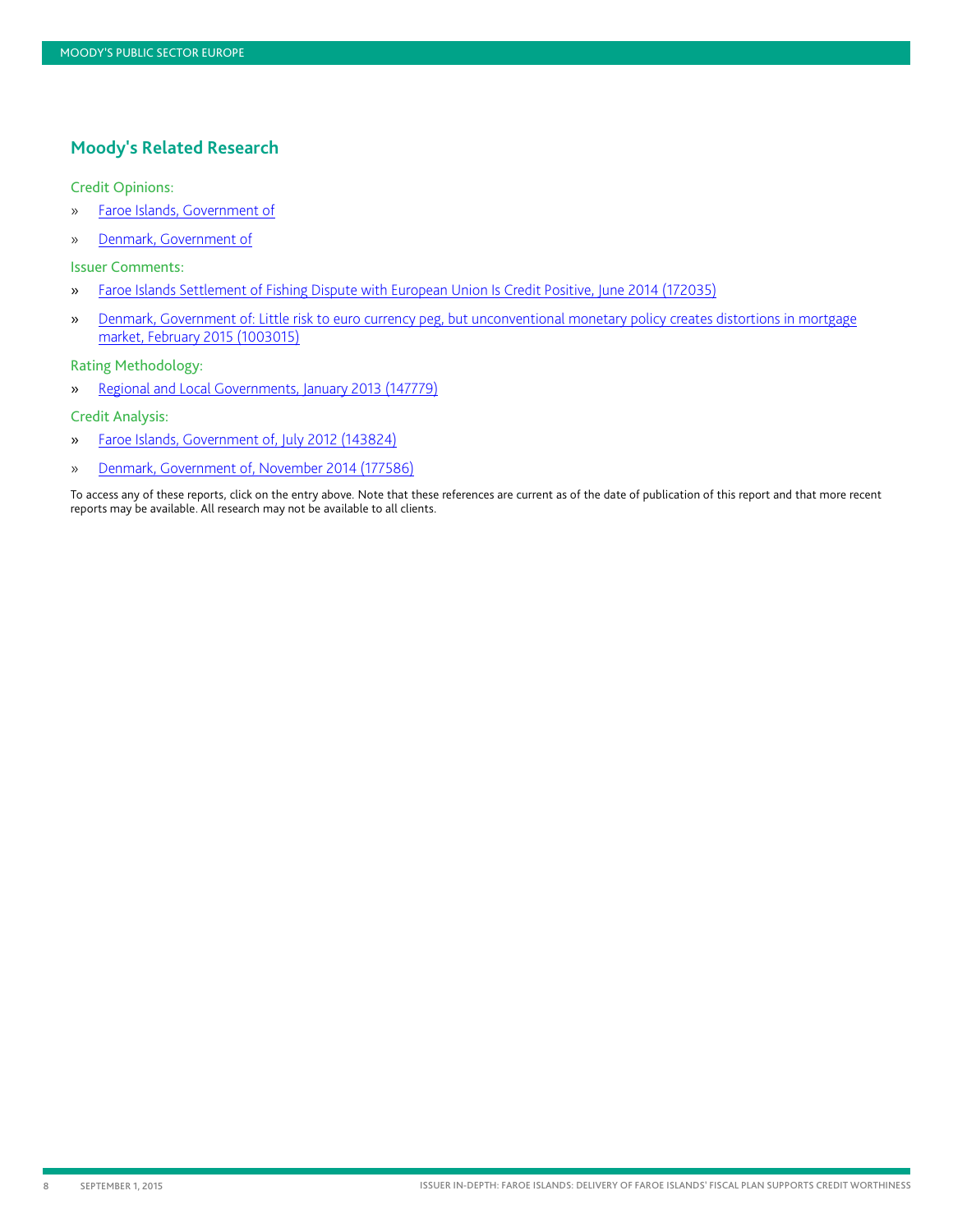## Moody's Related Research

### Credit Opinions:

- Faroe Islands, Government of
- Denmark, Government of

### Issuer Comments:

- Faroe Islands Settlement of Fishing Dispute with European Union Is Credit Positive, June 2014 (172035)
- Denmark, Government of: Little risk to euro currency peg, but unconventional monetary policy creates distortions in mortgage market, February 2015 (1003015)

### Rating Methodology:

- Regional and Local Governments, January 2013 (147779)

### Credit Analysis:

- Faroe Islands, Government of, July 2012 (143824)
- Denmark, Government of, November 2014 (177586)

To access any of these reports, click on the entry above. Note that these references are current as of the date of publication of this report and that more recent reports may be available. All research may not be available to all clients.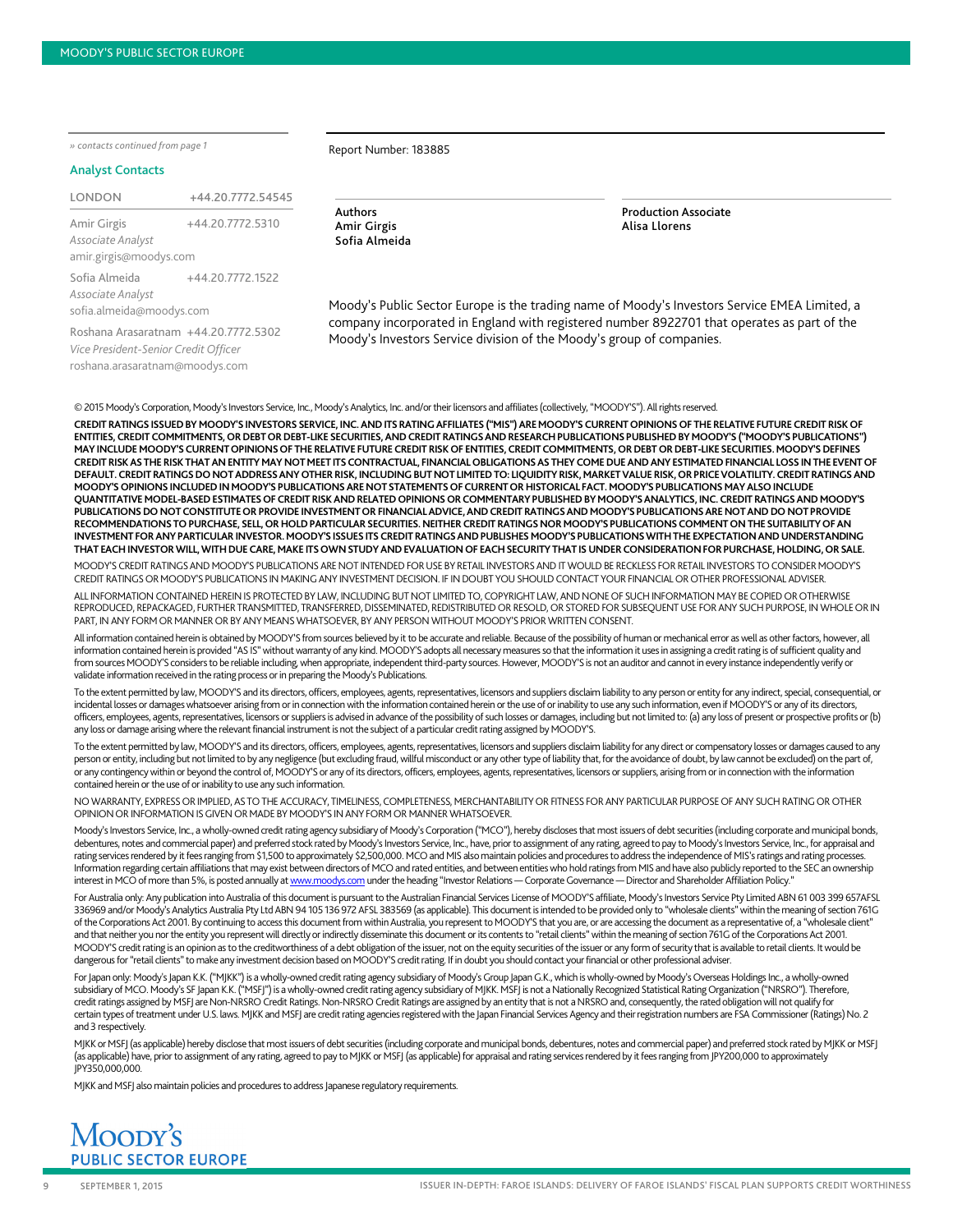» contacts continued from page 1

### Analyst Contacts

LONDON +44.20.7772.54545

Amir Girgis +44.20.7772.5310
*Associate Analyst*
amir.girgis@moodys.com

Sofia Almeida +44.20.7772.1522
*Associate Analyst*
sofia.almeida@moodys.com

Roshana Arasaratnam +44.20.7772.5302
*Vice President-Senior Credit Officer*
roshana.arasaratnam@moodys.com

Report Number: 183885

**Authors**
**Amir Girgis**
**Sofia Almeida**

**Production Associate**
**Alisa Llorens**

Moody's Public Sector Europe is the trading name of Moody's Investors Service EMEA Limited, a company incorporated in England with registered number 8922701 that operates as part of the Moody's Investors Service division of the Moody's group of companies.

© 2015 Moody's Corporation, Moody's Investors Service, Inc., Moody's Analytics, Inc. and/or their licensors and affiliates (collectively, "MOODY'S"). All rights reserved.

**CREDIT RATINGS ISSUED BY MOODY'S INVESTORS SERVICE, INC. AND ITS RATING AFFILIATES ("MIS") ARE MOODY'S CURRENT OPINIONS OF THE RELATIVE FUTURE CREDIT RISK OF ENTITIES, CREDIT COMMITMENTS, OR DEBT OR DEBT-LIKE SECURITIES, AND CREDIT RATINGS AND RESEARCH PUBLICATIONS PUBLISHED BY MOODY'S ("MOODY'S PUBLICATIONS") MAY INCLUDE MOODY'S CURRENT OPINIONS OF THE RELATIVE FUTURE CREDIT RISK OF ENTITIES, CREDIT COMMITMENTS, OR DEBT OR DEBT-LIKE SECURITIES. MOODY'S DEFINES CREDIT RISK AS THE RISK THAT AN ENTITY MAY NOT MEET ITS CONTRACTUAL, FINANCIAL OBLIGATIONS AS THEY COME DUE AND ANY ESTIMATED FINANCIAL LOSS IN THE EVENT OF DEFAULT. CREDIT RATINGS DO NOT ADDRESS ANY OTHER RISK, INCLUDING BUT NOT LIMITED TO: LIQUIDITY RISK, MARKET VALUE RISK, OR PRICE VOLATILITY. CREDIT RATINGS AND MOODY'S OPINIONS INCLUDED IN MOODY'S PUBLICATIONS ARE NOT STATEMENTS OF CURRENT OR HISTORICAL FACT. MOODY'S PUBLICATIONS MAY ALSO INCLUDE QUANTITATIVE MODEL-BASED ESTIMATES OF CREDIT RISK AND RELATED OPINIONS OR COMMENTARY PUBLISHED BY MOODY'S ANALYTICS, INC. CREDIT RATINGS AND MOODY'S PUBLICATIONS DO NOT CONSTITUTE OR PROVIDE INVESTMENT OR FINANCIAL ADVICE, AND CREDIT RATINGS AND MOODY'S PUBLICATIONS ARE NOT AND DO NOT PROVIDE RECOMMENDATIONS TO PURCHASE, SELL, OR HOLD PARTICULAR SECURITIES. NEITHER CREDIT RATINGS NOR MOODY'S PUBLICATIONS COMMENT ON THE SUITABILITY OF AN INVESTMENT FOR ANY PARTICULAR INVESTOR. MOODY'S ISSUES ITS CREDIT RATINGS AND PUBLISHES MOODY'S PUBLICATIONS WITH THE EXPECTATION AND UNDERSTANDING THAT EACH INVESTOR WILL, WITH DUE CARE, MAKE ITS OWN STUDY AND EVALUATION OF EACH SECURITY THAT IS UNDER CONSIDERATION FOR PURCHASE, HOLDING, OR SALE.**

MOODY'S CREDIT RATINGS AND MOODY'S PUBLICATIONS ARE NOT INTENDED FOR USE BY RETAIL INVESTORS AND IT WOULD BE RECKLESS FOR RETAIL INVESTORS TO CONSIDER MOODY'S CREDIT RATINGS OR MOODY'S PUBLICATIONS IN MAKING ANY INVESTMENT DECISION. IF IN DOUBT YOU SHOULD CONTACT YOUR FINANCIAL OR OTHER PROFESSIONAL ADVISER.

ALL INFORMATION CONTAINED HEREIN IS PROTECTED BY LAW, INCLUDING BUT NOT LIMITED TO, COPYRIGHT LAW, AND NONE OF SUCH INFORMATION MAY BE COPIED OR OTHERWISE REPRODUCED, REPACKAGED, FURTHER TRANSMITTED, TRANSFERRED, DISSEMINATED, REDISTRIBUTED OR RESOLD, OR STORED FOR SUBSEQUENT USE FOR ANY SUCH PURPOSE, IN WHOLE OR IN PART, IN ANY FORM OR MANNER OR BY ANY MEANS WHATSOEVER, BY ANY PERSON WITHOUT MOODY'S PRIOR WRITTEN CONSENT.

All information contained herein is obtained by MOODY'S from sources believed by it to be accurate and reliable. Because of the possibility of human or mechanical error as well as other factors, however, all information contained herein is provided "AS IS" without warranty of any kind. MOODY'S adopts all necessary measures so that the information it uses in assigning a credit rating is of sufficient quality and from sources MOODY'S considers to be reliable including, when appropriate, independent third-party sources. However, MOODY'S is not an auditor and cannot in every instance independently verify or validate information received in the rating process or in preparing the Moody's Publications.

To the extent permitted by law, MOODY'S and its directors, officers, employees, agents, representatives, licensors and suppliers disclaim liability to any person or entity for any indirect, special, consequential, or incidental losses or damages whatsoever arising from or in connection with the information contained herein or the use of or inability to use any such information, even if MOODY'S or any of its directors, officers, employees, agents, representatives, licensors or suppliers is advised in advance of the possibility of such losses or damages, including but not limited to: (a) any loss of present or prospective profits or (b) any loss or damage arising where the relevant financial instrument is not the subject of a particular credit rating assigned by MOODY'S.

To the extent permitted by law, MOODY'S and its directors, officers, employees, agents, representatives, licensors and suppliers disclaim liability for any direct or compensatory losses or damages caused to any person or entity, including but not limited to by any negligence (but excluding fraud, willful misconduct or any other type of liability that, for the avoidance of doubt, by law cannot be excluded) on the part of, or any contingency within or beyond the control of, MOODY'S or any of its directors, officers, employees, agents, representatives, licensors or suppliers, arising from or in connection with the information contained herein or the use of or inability to use any such information.

NO WARRANTY, EXPRESS OR IMPLIED, AS TO THE ACCURACY, TIMELINESS, COMPLETENESS, MERCHANTABILITY OR FITNESS FOR ANY PARTICULAR PURPOSE OF ANY SUCH RATING OR OTHER OPINION OR INFORMATION IS GIVEN OR MADE BY MOODY'S IN ANY FORM OR MANNER WHATSOEVER.

Moody's Investors Service, Inc., a wholly-owned credit rating agency subsidiary of Moody's Corporation ("MCO"), hereby discloses that most issuers of debt securities (including corporate and municipal bonds, debentures, notes and commercial paper) and preferred stock rated by Moody's Investors Service, Inc., have, prior to assignment of any rating, agreed to pay to Moody's Investors Service, Inc., for appraisal and rating services rendered by it fees ranging from $1,500 to approximately $2,500,000. MCO and MIS also maintain policies and procedures to address the independence of MIS's ratings and rating processes. Information regarding certain affiliations that may exist between directors of MCO and rated entities, and between entities who hold ratings from MIS and have also publicly reported to the SEC an ownership interest in MCO of more than 5%, is posted annually at www.moodys.com under the heading "Investor Relations — Corporate Governance — Director and Shareholder Affiliation Policy."

For Australia only: Any publication into Australia of this document is pursuant to the Australian Financial Services License of MOODY'S affiliate, Moody's Investors Service Pty Limited ABN 61 003 399 657AFSL 336969 and/or Moody's Analytics Australia Pty Ltd ABN 94 105 136 972 AFSL 383569 (as applicable). This document is intended to be provided only to "wholesale clients" within the meaning of section 761G of the Corporations Act 2001. By continuing to access this document from within Australia, you represent to MOODY'S that you are, or are accessing the document as a representative of, a "wholesale client" and that neither you nor the entity you represent will directly or indirectly disseminate this document or its contents to "retail clients" within the meaning of section 761G of the Corporations Act 2001. MOODY'S credit rating is an opinion as to the creditworthiness of a debt obligation of the issuer, not on the equity securities of the issuer or any form of security that is available to retail clients. It would be dangerous for "retail clients" to make any investment decision based on MOODY'S credit rating. If in doubt you should contact your financial or other professional adviser.

For Japan only: Moody's Japan K.K. ("MJKK") is a wholly-owned credit rating agency subsidiary of Moody's Group Japan G.K., which is wholly-owned by Moody's Overseas Holdings Inc., a wholly-owned subsidiary of MCO. Moody's SF Japan K.K. ("MSFJ") is a wholly-owned credit rating agency subsidiary of MJKK. MSFJ is not a Nationally Recognized Statistical Rating Organization ("NRSRO"). Therefore, credit ratings assigned by MSFJ are Non-NRSRO Credit Ratings. Non-NRSRO Credit Ratings are assigned by an entity that is not a NRSRO and, consequently, the rated obligation will not qualify for certain types of treatment under U.S. laws. MJKK and MSFJ are credit rating agencies registered with the Japan Financial Services Agency and their registration numbers are FSA Commissioner (Ratings) No. 2 and 3 respectively.

MJKK or MSFJ (as applicable) hereby disclose that most issuers of debt securities (including corporate and municipal bonds, debentures, notes and commercial paper) and preferred stock rated by MJKK or MSFJ (as applicable) have, prior to assignment of any rating, agreed to pay to MJKK or MSFJ (as applicable) for appraisal and rating services rendered by it fees ranging from JPY200,000 to approximately JPY350,000,000.

MJKK and MSFJ also maintain policies and procedures to address Japanese regulatory requirements.

MOODY'S
PUBLIC SECTOR EUROPE